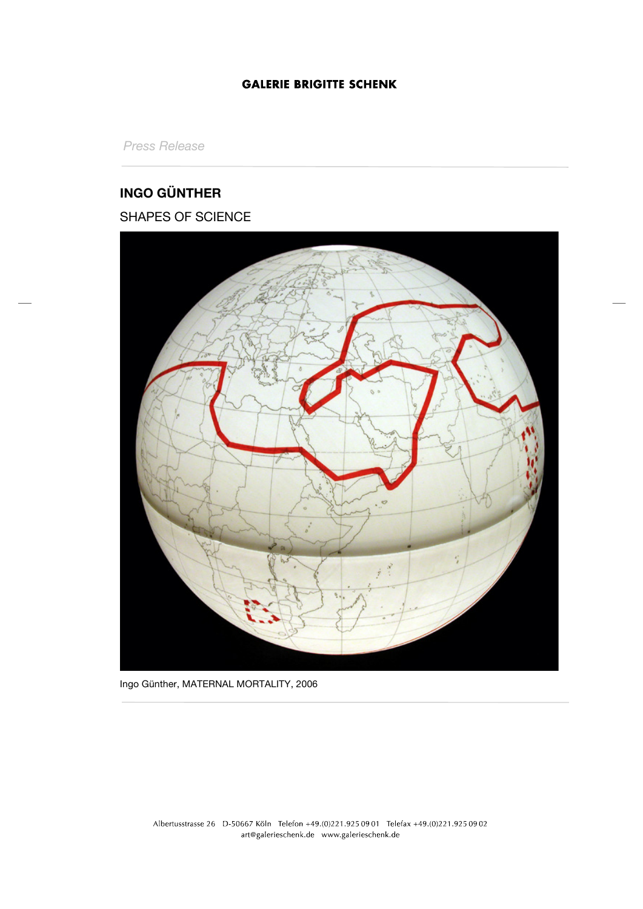GALERIE BRIGITTE SCHENK

*Press Release*

## INGO GÜNTHER

SHAPES OF SCIENCE

Ingo Günther, MATERNAL MORTALITY, 2006

Albertusstrasse 26   D-50667 Köln   Telefon +49.(0)221.925 09 01   Telefax +49.(0)221.925 09 02
art@galerieschenk.de   www.galerieschenk.de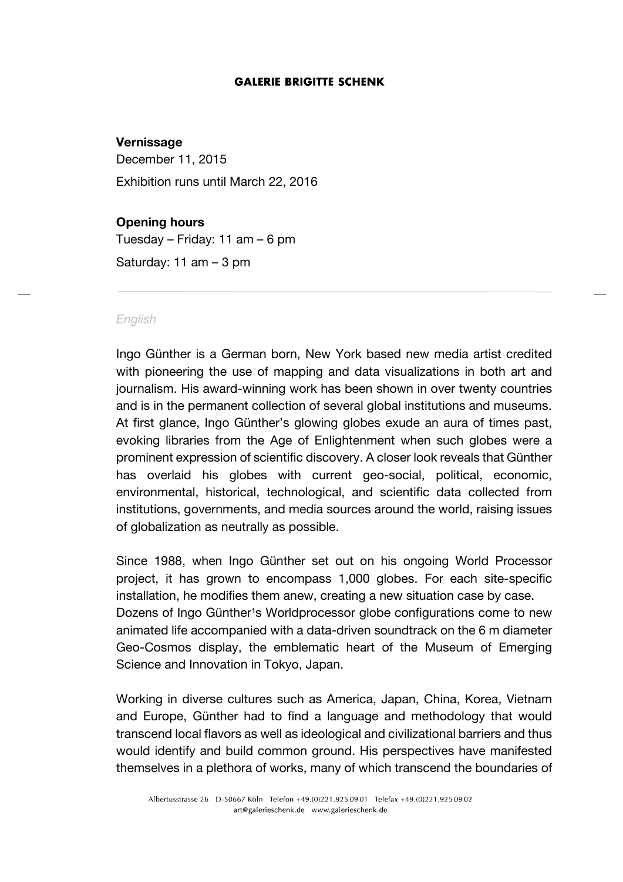# GALERIE BRIGITTE SCHENK

**Vernissage**

December 11, 2015

Exhibition runs until March 22, 2016

**Opening hours**

Tuesday – Friday: 11 am – 6 pm

Saturday: 11 am – 3 pm

---

*English*

Ingo Günther is a German born, New York based new media artist credited with pioneering the use of mapping and data visualizations in both art and journalism. His award-winning work has been shown in over twenty countries and is in the permanent collection of several global institutions and museums. At first glance, Ingo Günther's glowing globes exude an aura of times past, evoking libraries from the Age of Enlightenment when such globes were a prominent expression of scientific discovery. A closer look reveals that Günther has overlaid his globes with current geo-social, political, economic, environmental, historical, technological, and scientific data collected from institutions, governments, and media sources around the world, raising issues of globalization as neutrally as possible.

Since 1988, when Ingo Günther set out on his ongoing World Processor project, it has grown to encompass 1,000 globes. For each site-specific installation, he modifies them anew, creating a new situation case by case. Dozens of Ingo Günther¹s Worldprocessor globe configurations come to new animated life accompanied with a data-driven soundtrack on the 6 m diameter Geo-Cosmos display, the emblematic heart of the Museum of Emerging Science and Innovation in Tokyo, Japan.

Working in diverse cultures such as America, Japan, China, Korea, Vietnam and Europe, Günther had to find a language and methodology that would transcend local flavors as well as ideological and civilizational barriers and thus would identify and build common ground. His perspectives have manifested themselves in a plethora of works, many of which transcend the boundaries of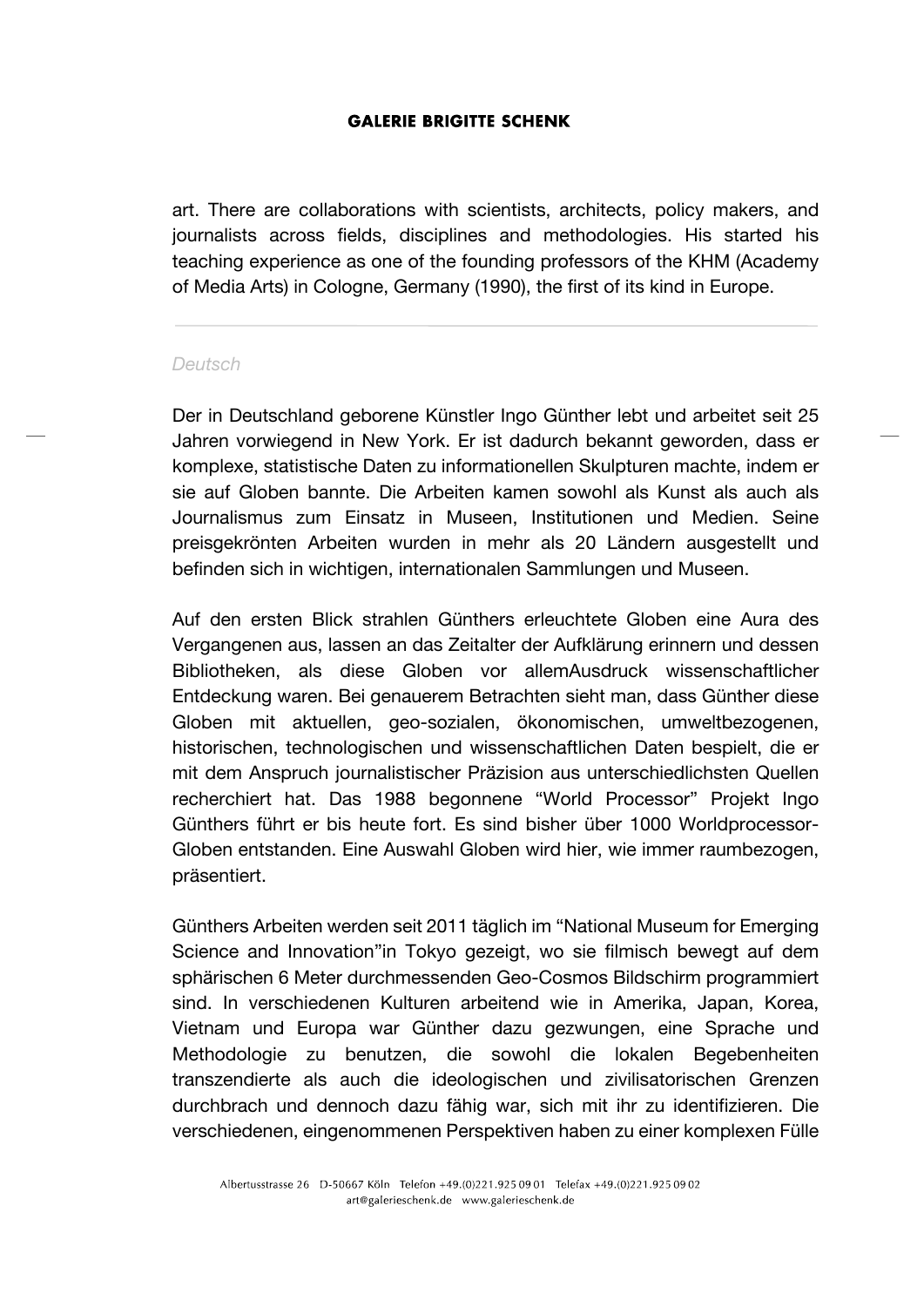art. There are collaborations with scientists, architects, policy makers, and journalists across fields, disciplines and methodologies. His started his teaching experience as one of the founding professors of the KHM (Academy of Media Arts) in Cologne, Germany (1990), the first of its kind in Europe.

---

*Deutsch*

Der in Deutschland geborene Künstler Ingo Günther lebt und arbeitet seit 25 Jahren vorwiegend in New York. Er ist dadurch bekannt geworden, dass er komplexe, statistische Daten zu informationellen Skulpturen machte, indem er sie auf Globen bannte. Die Arbeiten kamen sowohl als Kunst als auch als Journalismus zum Einsatz in Museen, Institutionen und Medien. Seine preisgekrönten Arbeiten wurden in mehr als 20 Ländern ausgestellt und befinden sich in wichtigen, internationalen Sammlungen und Museen.

Auf den ersten Blick strahlen Günthers erleuchtete Globen eine Aura des Vergangenen aus, lassen an das Zeitalter der Aufklärung erinnern und dessen Bibliotheken, als diese Globen vor allemAusdruck wissenschaftlicher Entdeckung waren. Bei genauerem Betrachten sieht man, dass Günther diese Globen mit aktuellen, geo-sozialen, ökonomischen, umweltbezogenen, historischen, technologischen und wissenschaftlichen Daten bespielt, die er mit dem Anspruch journalistischer Präzision aus unterschiedlichsten Quellen recherchiert hat. Das 1988 begonnene "World Processor" Projekt Ingo Günthers führt er bis heute fort. Es sind bisher über 1000 Worldprocessor-Globen entstanden. Eine Auswahl Globen wird hier, wie immer raumbezogen, präsentiert.

Günthers Arbeiten werden seit 2011 täglich im "National Museum for Emerging Science and Innovation"in Tokyo gezeigt, wo sie filmisch bewegt auf dem sphärischen 6 Meter durchmessenden Geo-Cosmos Bildschirm programmiert sind. In verschiedenen Kulturen arbeitend wie in Amerika, Japan, Korea, Vietnam und Europa war Günther dazu gezwungen, eine Sprache und Methodologie zu benutzen, die sowohl die lokalen Begebenheiten transzendierte als auch die ideologischen und zivilisatorischen Grenzen durchbrach und dennoch dazu fähig war, sich mit ihr zu identifizieren. Die verschiedenen, eingenommenen Perspektiven haben zu einer komplexen Fülle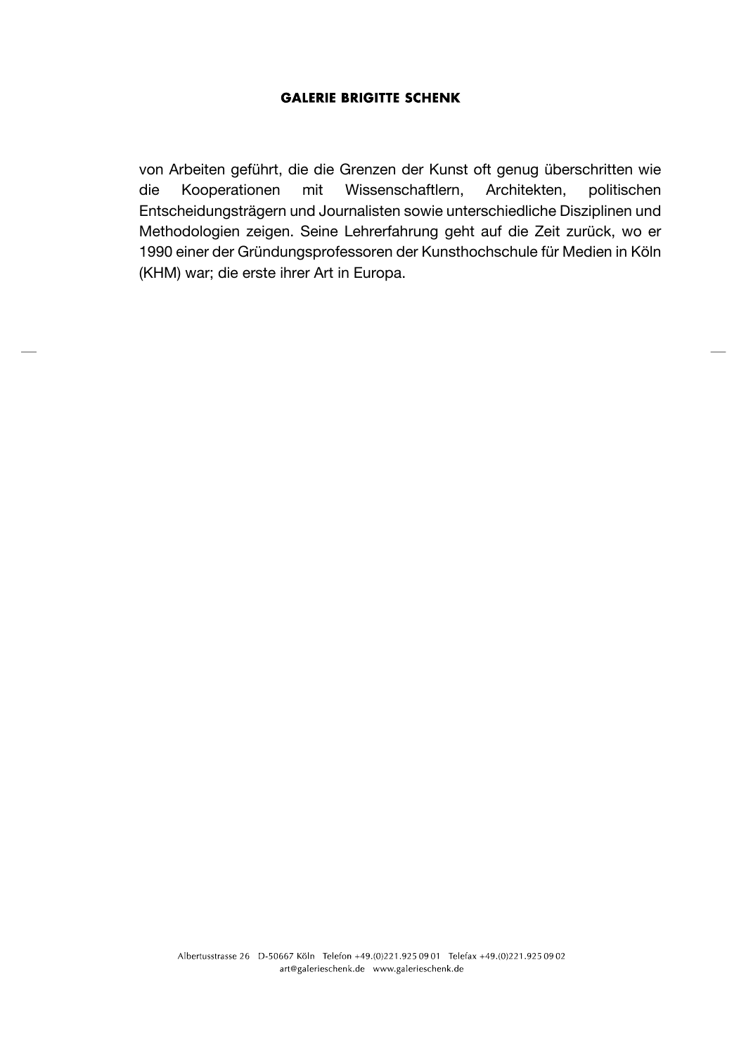von Arbeiten geführt, die die Grenzen der Kunst oft genug überschritten wie die Kooperationen mit Wissenschaftlern, Architekten, politischen Entscheidungsträgern und Journalisten sowie unterschiedliche Disziplinen und Methodologien zeigen. Seine Lehrerfahrung geht auf die Zeit zurück, wo er 1990 einer der Gründungsprofessoren der Kunsthochschule für Medien in Köln (KHM) war; die erste ihrer Art in Europa.